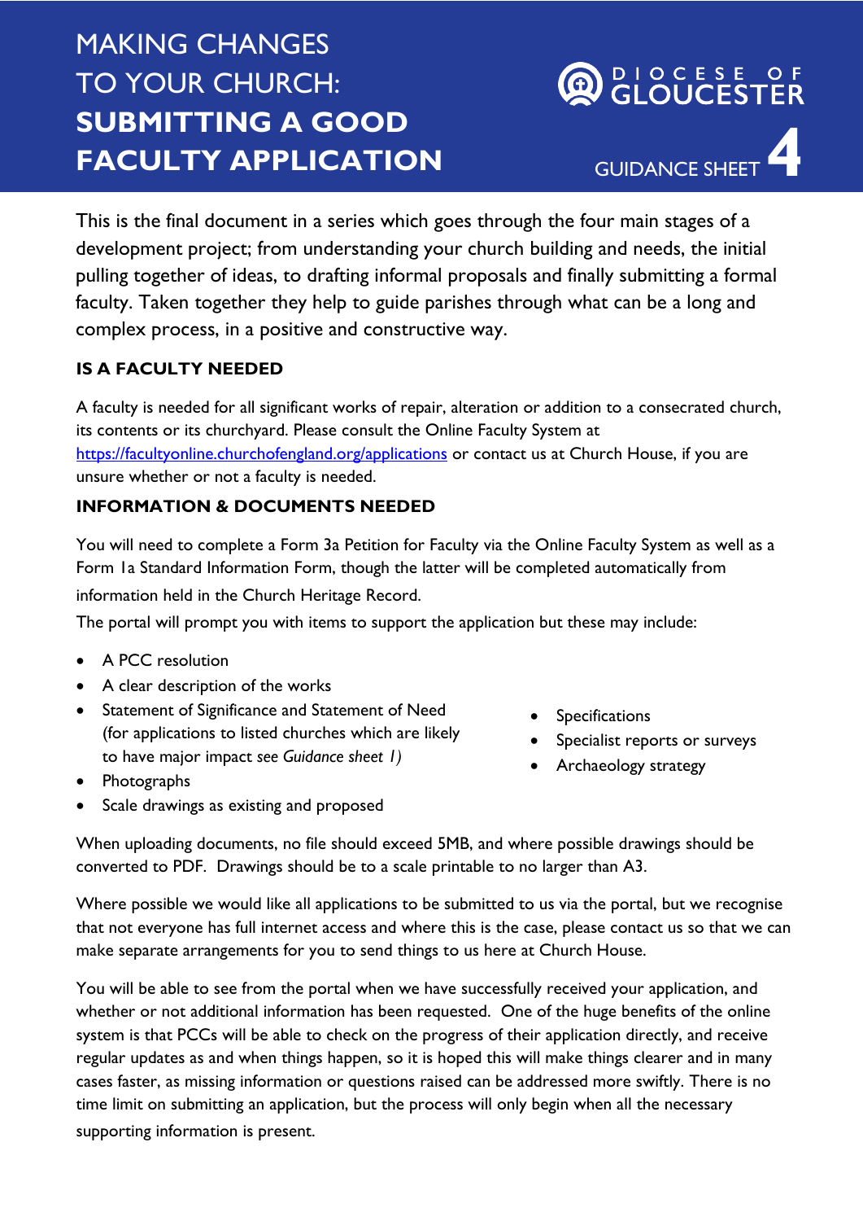# MAKING CHANGES TO YOUR CHURCH: **SUBMITTING A GOOD FACULTY APPLICATION**

DIOCESE OF GLOUCESTER

GUIDANCE SHEET **4**

This is the final document in a series which goes through the four main stages of a development project; from understanding your church building and needs, the initial pulling together of ideas, to drafting informal proposals and finally submitting a formal faculty. Taken together they help to guide parishes through what can be a long and complex process, in a positive and constructive way.

## IS A FACULTY NEEDED

A faculty is needed for all significant works of repair, alteration or addition to a consecrated church, its contents or its churchyard. Please consult the Online Faculty System at [https://facultyonline.churchofengland.org/applications](https://facultyonline.churchofengland.org/applications) or contact us at Church House, if you are unsure whether or not a faculty is needed.

## INFORMATION & DOCUMENTS NEEDED

You will need to complete a Form 3a Petition for Faculty via the Online Faculty System as well as a Form 1a Standard Information Form, though the latter will be completed automatically from information held in the Church Heritage Record.

The portal will prompt you with items to support the application but these may include:

- A PCC resolution
- A clear description of the works
- Statement of Significance and Statement of Need (for applications to listed churches which are likely to have major impact *see Guidance sheet 1)*
- Photographs
- Scale drawings as existing and proposed
- Specifications
- Specialist reports or surveys
- Archaeology strategy

When uploading documents, no file should exceed 5MB, and where possible drawings should be converted to PDF. Drawings should be to a scale printable to no larger than A3.

Where possible we would like all applications to be submitted to us via the portal, but we recognise that not everyone has full internet access and where this is the case, please contact us so that we can make separate arrangements for you to send things to us here at Church House.

You will be able to see from the portal when we have successfully received your application, and whether or not additional information has been requested. One of the huge benefits of the online system is that PCCs will be able to check on the progress of their application directly, and receive regular updates as and when things happen, so it is hoped this will make things clearer and in many cases faster, as missing information or questions raised can be addressed more swiftly. There is no time limit on submitting an application, but the process will only begin when all the necessary supporting information is present.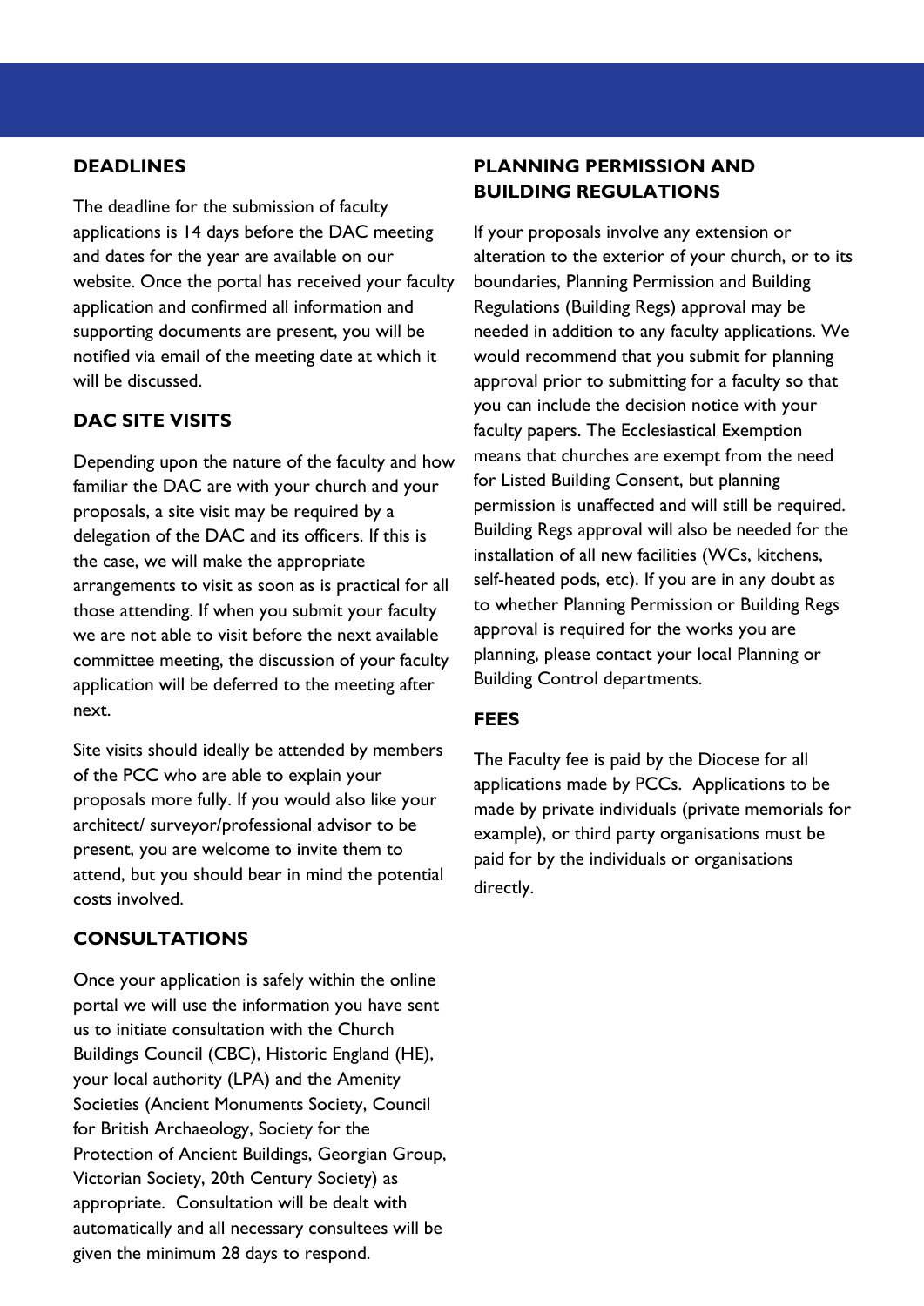## DEADLINES

The deadline for the submission of faculty applications is 14 days before the DAC meeting and dates for the year are available on our website. Once the portal has received your faculty application and confirmed all information and supporting documents are present, you will be notified via email of the meeting date at which it will be discussed.

## DAC SITE VISITS

Depending upon the nature of the faculty and how familiar the DAC are with your church and your proposals, a site visit may be required by a delegation of the DAC and its officers. If this is the case, we will make the appropriate arrangements to visit as soon as is practical for all those attending. If when you submit your faculty we are not able to visit before the next available committee meeting, the discussion of your faculty application will be deferred to the meeting after next.

Site visits should ideally be attended by members of the PCC who are able to explain your proposals more fully. If you would also like your architect/ surveyor/professional advisor to be present, you are welcome to invite them to attend, but you should bear in mind the potential costs involved.

## CONSULTATIONS

Once your application is safely within the online portal we will use the information you have sent us to initiate consultation with the Church Buildings Council (CBC), Historic England (HE), your local authority (LPA) and the Amenity Societies (Ancient Monuments Society, Council for British Archaeology, Society for the Protection of Ancient Buildings, Georgian Group, Victorian Society, 20th Century Society) as appropriate. Consultation will be dealt with automatically and all necessary consultees will be given the minimum 28 days to respond.

## PLANNING PERMISSION AND BUILDING REGULATIONS

If your proposals involve any extension or alteration to the exterior of your church, or to its boundaries, Planning Permission and Building Regulations (Building Regs) approval may be needed in addition to any faculty applications. We would recommend that you submit for planning approval prior to submitting for a faculty so that you can include the decision notice with your faculty papers. The Ecclesiastical Exemption means that churches are exempt from the need for Listed Building Consent, but planning permission is unaffected and will still be required. Building Regs approval will also be needed for the installation of all new facilities (WCs, kitchens, self-heated pods, etc). If you are in any doubt as to whether Planning Permission or Building Regs approval is required for the works you are planning, please contact your local Planning or Building Control departments.

## FEES

The Faculty fee is paid by the Diocese for all applications made by PCCs. Applications to be made by private individuals (private memorials for example), or third party organisations must be paid for by the individuals or organisations directly.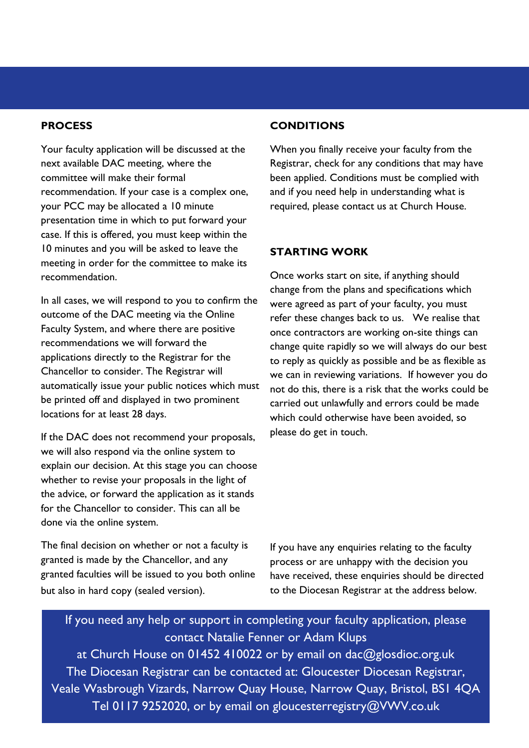## PROCESS

Your faculty application will be discussed at the next available DAC meeting, where the committee will make their formal recommendation. If your case is a complex one, your PCC may be allocated a 10 minute presentation time in which to put forward your case. If this is offered, you must keep within the 10 minutes and you will be asked to leave the meeting in order for the committee to make its recommendation.

In all cases, we will respond to you to confirm the outcome of the DAC meeting via the Online Faculty System, and where there are positive recommendations we will forward the applications directly to the Registrar for the Chancellor to consider. The Registrar will automatically issue your public notices which must be printed off and displayed in two prominent locations for at least 28 days.

If the DAC does not recommend your proposals, we will also respond via the online system to explain our decision. At this stage you can choose whether to revise your proposals in the light of the advice, or forward the application as it stands for the Chancellor to consider. This can all be done via the online system.

The final decision on whether or not a faculty is granted is made by the Chancellor, and any granted faculties will be issued to you both online but also in hard copy (sealed version).

## CONDITIONS

When you finally receive your faculty from the Registrar, check for any conditions that may have been applied. Conditions must be complied with and if you need help in understanding what is required, please contact us at Church House.

## STARTING WORK

Once works start on site, if anything should change from the plans and specifications which were agreed as part of your faculty, you must refer these changes back to us. We realise that once contractors are working on-site things can change quite rapidly so we will always do our best to reply as quickly as possible and be as flexible as we can in reviewing variations. If however you do not do this, there is a risk that the works could be carried out unlawfully and errors could be made which could otherwise have been avoided, so please do get in touch.

If you have any enquiries relating to the faculty process or are unhappy with the decision you have received, these enquiries should be directed to the Diocesan Registrar at the address below.

If you need any help or support in completing your faculty application, please contact Natalie Fenner or Adam Klups
at Church House on 01452 410022 or by email on dac@glosdioc.org.uk
The Diocesan Registrar can be contacted at: Gloucester Diocesan Registrar, Veale Wasbrough Vizards, Narrow Quay House, Narrow Quay, Bristol, BS1 4QA
Tel 0117 9252020, or by email on gloucesterregistry@VWV.co.uk